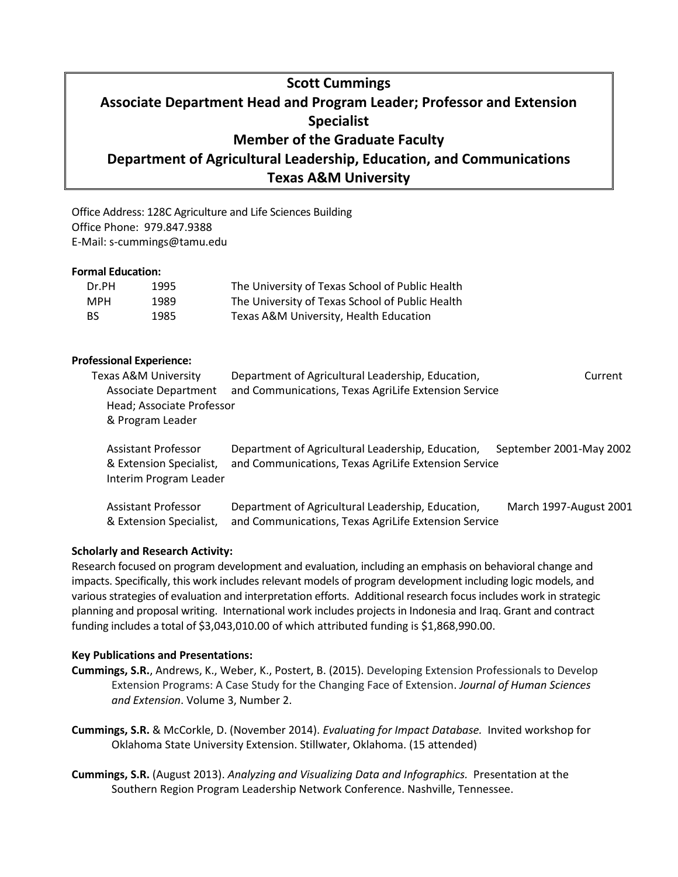# Scott Cummings

## Associate Department Head and Program Leader; Professor and Extension Specialist

## Member of the Graduate Faculty

## Department of Agricultural Leadership, Education, and Communications

## Texas A&M University

Office Address: 128C Agriculture and Life Sciences Building
Office Phone: 979.847.9388
E-Mail: s-cummings@tamu.edu

**Formal Education:**

| | | |
|---|---|---|
| Dr.PH | 1995 | The University of Texas School of Public Health |
| MPH | 1989 | The University of Texas School of Public Health |
| BS | 1985 | Texas A&M University, Health Education |

**Professional Experience:**

| | | |
|---|---|---|
| Texas A&M University Associate Department Head; Associate Professor & Program Leader | Department of Agricultural Leadership, Education, and Communications, Texas AgriLife Extension Service | Current |
| Assistant Professor & Extension Specialist, Interim Program Leader | Department of Agricultural Leadership, Education, and Communications, Texas AgriLife Extension Service | September 2001-May 2002 |
| Assistant Professor & Extension Specialist, | Department of Agricultural Leadership, Education, and Communications, Texas AgriLife Extension Service | March 1997-August 2001 |

**Scholarly and Research Activity:**

Research focused on program development and evaluation, including an emphasis on behavioral change and impacts. Specifically, this work includes relevant models of program development including logic models, and various strategies of evaluation and interpretation efforts. Additional research focus includes work in strategic planning and proposal writing. International work includes projects in Indonesia and Iraq. Grant and contract funding includes a total of $3,043,010.00 of which attributed funding is $1,868,990.00.

**Key Publications and Presentations:**

**Cummings, S.R.**, Andrews, K., Weber, K., Postert, B. (2015). Developing Extension Professionals to Develop Extension Programs: A Case Study for the Changing Face of Extension. *Journal of Human Sciences and Extension*. Volume 3, Number 2.

**Cummings, S.R.** & McCorkle, D. (November 2014). *Evaluating for Impact Database.* Invited workshop for Oklahoma State University Extension. Stillwater, Oklahoma. (15 attended)

**Cummings, S.R.** (August 2013). *Analyzing and Visualizing Data and Infographics.* Presentation at the Southern Region Program Leadership Network Conference. Nashville, Tennessee.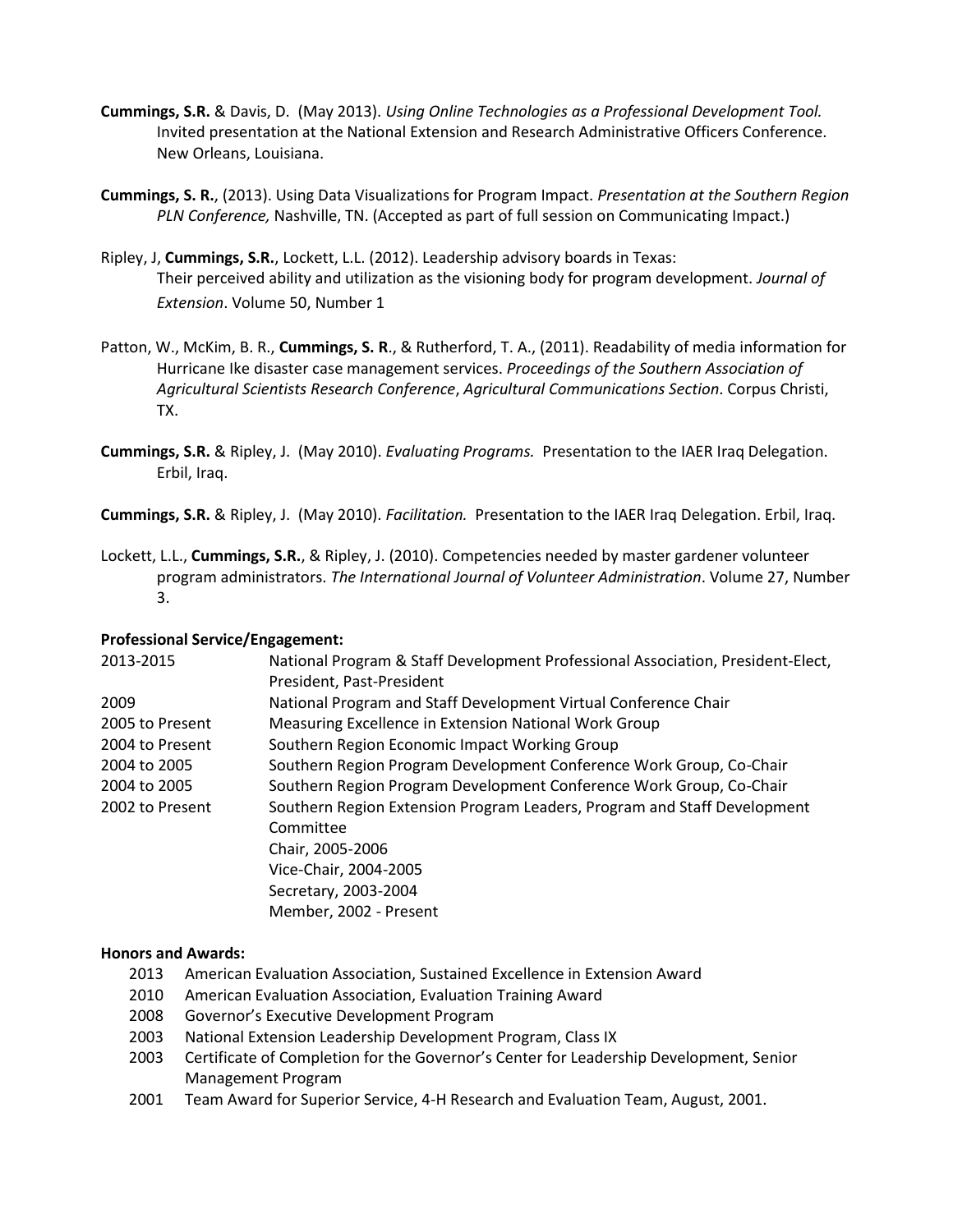**Cummings, S.R.** & Davis, D. (May 2013). *Using Online Technologies as a Professional Development Tool.* Invited presentation at the National Extension and Research Administrative Officers Conference. New Orleans, Louisiana.

**Cummings, S. R.**, (2013). Using Data Visualizations for Program Impact. *Presentation at the Southern Region PLN Conference,* Nashville, TN. (Accepted as part of full session on Communicating Impact.)

Ripley, J, **Cummings, S.R.**, Lockett, L.L. (2012). Leadership advisory boards in Texas: Their perceived ability and utilization as the visioning body for program development. *Journal of Extension*. Volume 50, Number 1

Patton, W., McKim, B. R., **Cummings, S. R**., & Rutherford, T. A., (2011). Readability of media information for Hurricane Ike disaster case management services. *Proceedings of the Southern Association of Agricultural Scientists Research Conference*, *Agricultural Communications Section*. Corpus Christi, TX.

**Cummings, S.R.** & Ripley, J. (May 2010). *Evaluating Programs.* Presentation to the IAER Iraq Delegation. Erbil, Iraq.

**Cummings, S.R.** & Ripley, J. (May 2010). *Facilitation.* Presentation to the IAER Iraq Delegation. Erbil, Iraq.

Lockett, L.L., **Cummings, S.R.**, & Ripley, J. (2010). Competencies needed by master gardener volunteer program administrators. *The International Journal of Volunteer Administration*. Volume 27, Number 3.

**Professional Service/Engagement:**

| | |
|---|---|
| 2013-2015 | National Program & Staff Development Professional Association, President-Elect, President, Past-President |
| 2009 | National Program and Staff Development Virtual Conference Chair |
| 2005 to Present | Measuring Excellence in Extension National Work Group |
| 2004 to Present | Southern Region Economic Impact Working Group |
| 2004 to 2005 | Southern Region Program Development Conference Work Group, Co-Chair |
| 2004 to 2005 | Southern Region Program Development Conference Work Group, Co-Chair |
| 2002 to Present | Southern Region Extension Program Leaders, Program and Staff Development Committee<br>Chair, 2005-2006<br>Vice-Chair, 2004-2005<br>Secretary, 2003-2004<br>Member, 2002 - Present |

**Honors and Awards:**

- 2013 American Evaluation Association, Sustained Excellence in Extension Award
- 2010 American Evaluation Association, Evaluation Training Award
- 2008 Governor's Executive Development Program
- 2003 National Extension Leadership Development Program, Class IX
- 2003 Certificate of Completion for the Governor's Center for Leadership Development, Senior Management Program
- 2001 Team Award for Superior Service, 4-H Research and Evaluation Team, August, 2001.